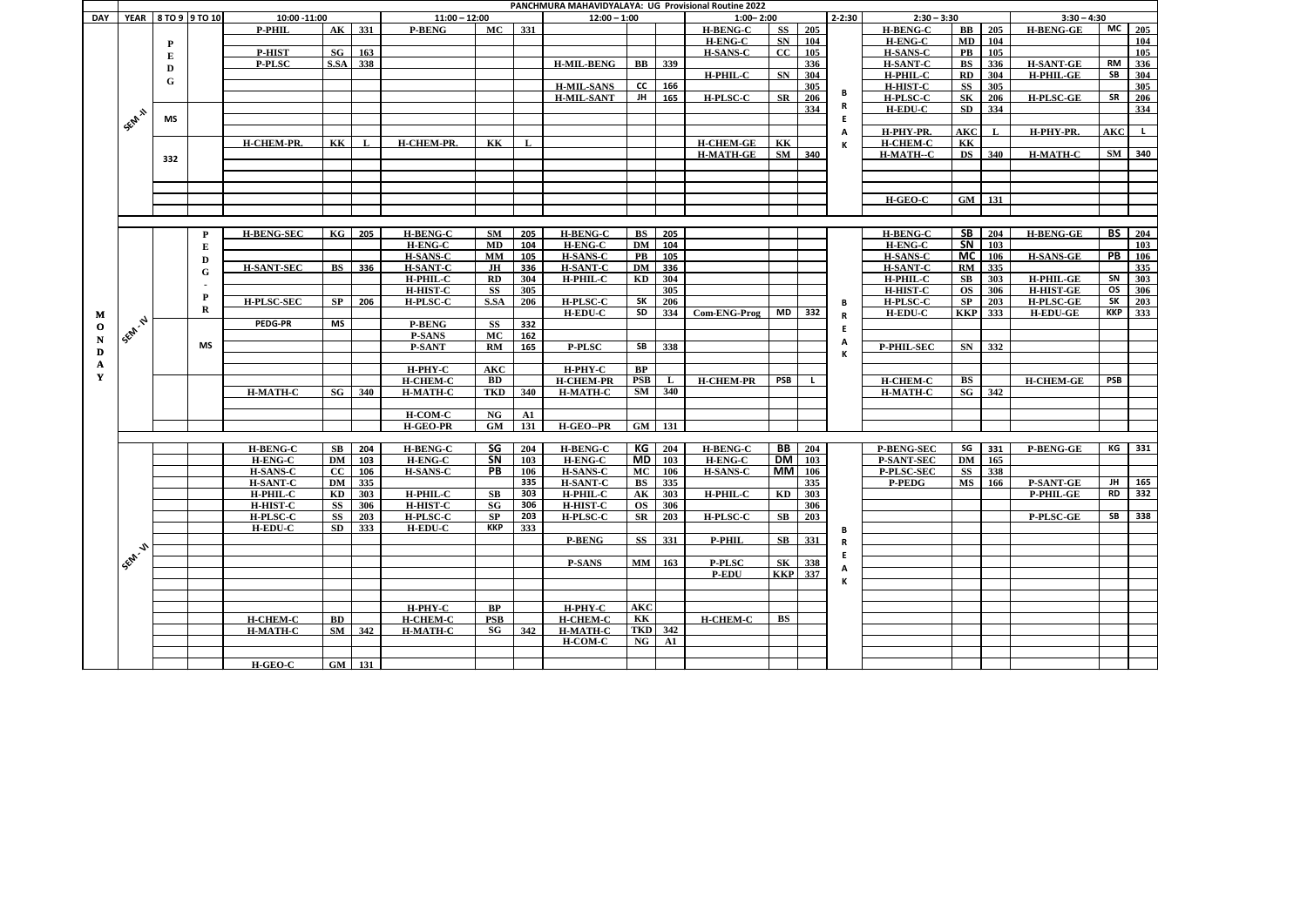# PANCHMURA MAHAVIDYALAYA: UG Provisional Routine 2022

| DAY | YEAR | 8 TO 9 | 9 TO 10 | 10:00 -11:00 | | | 11:00 – 12:00 | | | 12:00 – 1:00 | | | 1:00– 2:00 | | | 2-2:30 | 2:30 – 3:30 | | | 3:30 – 4:30 | | |
|---|---|---|---|---|---|---|---|---|---|---|---|---|---|---|---|---|---|---|---|---|---|---|
| | SEM-II | | | P-PHIL | AK | 331 | P-BENG | MC | 331 | | | | H-BENG-C | SS | 205 | | H-BENG-C | BB | 205 | H-BENG-GE | MC | 205 |
| | | PEDG | | | | | | | | | | | H-ENG-C | SN | 104 | | H-ENG-C | MD | 104 | | | 104 |
| | | | | P-HIST | SG | 163 | | | | | | | H-SANS-C | CC | 105 | | H-SANS-C | PB | 105 | | | 105 |
| | | | | P-PLSC | S.SA | 338 | | | | H-MIL-BENG | BB | 339 | | | 336 | | H-SANT-C | BS | 336 | H-SANT-GE | RM | 336 |
| | | | | | | | | | | | | | H-PHIL-C | SN | 304 | | H-PHIL-C | RD | 304 | H-PHIL-GE | SB | 304 |
| | | | | | | | | | | H-MIL-SANS | CC | 166 | | | 305 | | H-HIST-C | SS | 305 | | | 305 |
| | | | | | | | | | | H-MIL-SANT | JH | 165 | H-PLSC-C | SR | 206 | BREAK | H-PLSC-C | SK | 206 | H-PLSC-GE | SR | 206 |
| | | MS | | | | | | | | | | | | | 334 | | H-EDU-C | SD | 334 | | | 334 |
| | | | | | | | | | | | | | | | | | H-PHY-PR. | AKC | L | H-PHY-PR. | AKC | L |
| | | | | H-CHEM-PR. | KK | L | H-CHEM-PR. | KK | L | | | | H-CHEM-GE | KK | | | H-CHEM-C | KK | | | | |
| | | 332 | | | | | | | | | | | H-MATH-GE | SM | 340 | | H-MATH--C | DS | 340 | H-MATH-C | SM | 340 |
| | | | | | | | | | | | | | | | | | H-GEO-C | GM | 131 | | | |
| MONDAY | SEM-IV | | P | H-BENG-SEC | KG | 205 | H-BENG-C | SM | 205 | H-BENG-C | BS | 205 | | | | | H-BENG-C | SB | 204 | H-BENG-GE | BS | 204 |
| | | | E | | | | H-ENG-C | MD | 104 | H-ENG-C | DM | 104 | | | | | H-ENG-C | SN | 103 | | | 103 |
| | | | D | | | | H-SANS-C | MM | 105 | H-SANS-C | PB | 105 | | | | | H-SANS-C | MC | 106 | H-SANS-GE | PB | 106 |
| | | | G | H-SANT-SEC | BS | 336 | H-SANT-C | JH | 336 | H-SANT-C | DM | 336 | | | | | H-SANT-C | RM | 335 | | | 335 |
| | | | - | | | | H-PHIL-C | RD | 304 | H-PHIL-C | KD | 304 | | | | | H-PHIL-C | SB | 303 | H-PHIL-GE | SN | 303 |
| | | | P | | | | H-HIST-C | SS | 305 | | | 305 | | | | | H-HIST-C | OS | 306 | H-HIST-GE | OS | 306 |
| | | | R | H-PLSC-SEC | SP | 206 | H-PLSC-C | S.SA | 206 | H-PLSC-C | SK | 206 | | | | BREAK | H-PLSC-C | SP | 203 | H-PLSC-GE | SK | 203 |
| | | | | | | | | | | H-EDU-C | SD | 334 | Com-ENG-Prog | MD | 332 | | H-EDU-C | KKP | 333 | H-EDU-GE | KKP | 333 |
| | | | | PEDG-PR | MS | | P-BENG | SS | 332 | | | | | | | | | | | | | |
| | | | MS | | | | P-SANS | MC | 162 | | | | | | | | | | | | | |
| | | | | | | | P-SANT | RM | 165 | P-PLSC | SB | 338 | | | | | P-PHIL-SEC | SN | 332 | | | |
| | | | | | | | H-PHY-C | AKC | | H-PHY-C | BP | | | | | | | | | | | |
| | | | | | | | H-CHEM-C | BD | | H-CHEM-PR | PSB | L | H-CHEM-PR | PSB | L | | H-CHEM-C | BS | | H-CHEM-GE | PSB | |
| | | | | H-MATH-C | SG | 340 | H-MATH-C | TKD | 340 | H-MATH-C | SM | 340 | | | | | H-MATH-C | SG | 342 | | | |
| | | | | | | | H-COM-C | NG | A1 | | | | | | | | | | | | | |
| | | | | | | | H-GEO-PR | GM | 131 | H-GEO--PR | GM | 131 | | | | | | | | | | |
| | SEM-VI | | | H-BENG-C | SB | 204 | H-BENG-C | SG | 204 | H-BENG-C | KG | 204 | H-BENG-C | BB | 204 | | P-BENG-SEC | SG | 331 | P-BENG-GE | KG | 331 |
| | | | | H-ENG-C | DM | 103 | H-ENG-C | SN | 103 | H-ENG-C | MD | 103 | H-ENG-C | DM | 103 | | P-SANT-SEC | DM | 165 | | | |
| | | | | H-SANS-C | CC | 106 | H-SANS-C | PB | 106 | H-SANS-C | MC | 106 | H-SANS-C | MM | 106 | | P-PLSC-SEC | SS | 338 | | | |
| | | | | H-SANT-C | DM | 335 | | | 335 | H-SANT-C | BS | 335 | | | 335 | | P-PEDG | MS | 166 | P-SANT-GE | JH | 165 |
| | | | | H-PHIL-C | KD | 303 | H-PHIL-C | SB | 303 | H-PHIL-C | AK | 303 | H-PHIL-C | KD | 303 | | | | | P-PHIL-GE | RD | 332 |
| | | | | H-HIST-C | SS | 306 | H-HIST-C | SG | 306 | H-HIST-C | OS | 306 | | | 306 | | | | | | | |
| | | | | H-PLSC-C | SS | 203 | H-PLSC-C | SP | 203 | H-PLSC-C | SR | 203 | H-PLSC-C | SB | 203 | | | | | P-PLSC-GE | SB | 338 |
| | | | | H-EDU-C | SD | 333 | H-EDU-C | KKP | 333 | | | | | | | BREAK | | | | | | |
| | | | | | | | | | | P-BENG | SS | 331 | P-PHIL | SB | 331 | | | | | | | |
| | | | | | | | | | | P-SANS | MM | 163 | P-PLSC | SK | 338 | | | | | | | |
| | | | | | | | | | | | | | P-EDU | KKP | 337 | | | | | | | |
| | | | | | | | H-PHY-C | BP | | H-PHY-C | AKC | | | | | | | | | | | |
| | | | | H-CHEM-C | BD | | H-CHEM-C | PSB | | H-CHEM-C | KK | | H-CHEM-C | BS | | | | | | | | |
| | | | | H-MATH-C | SM | 342 | H-MATH-C | SG | 342 | H-MATH-C | TKD | 342 | | | | | | | | | | |
| | | | | | | | | | | H-COM-C | NG | A1 | | | | | | | | | | |
| | | | | H-GEO-C | GM | 131 | | | | | | | | | | | | | | | | |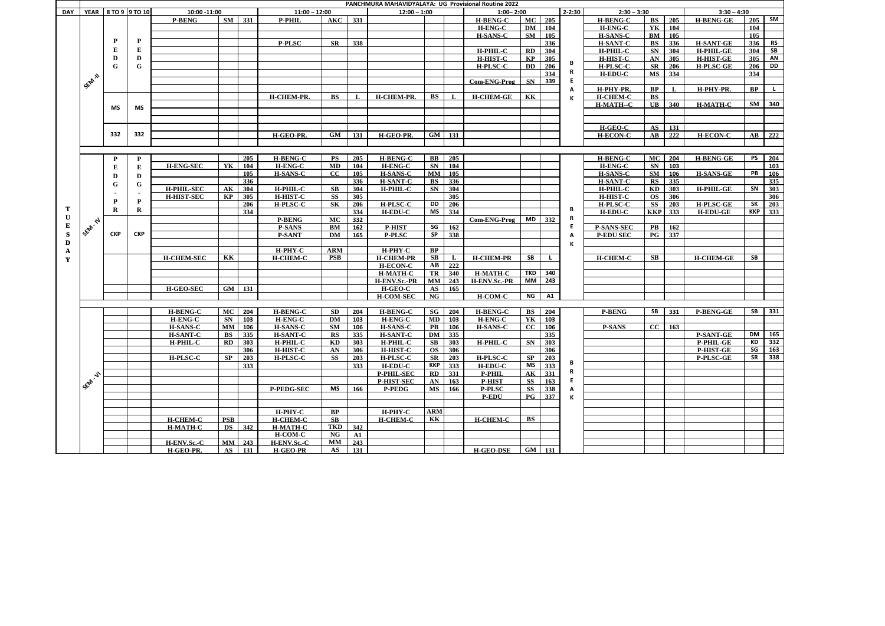# PANCHMURA MAHAVIDYALAYA: UG Provisional Routine 2022

| DAY | YEAR | 8 TO 9 | 9 TO 10 | 10:00 -11:00 | | | 11:00 – 12:00 | | | 12:00 – 1:00 | | | 1:00– 2:00 | | | 2-2:30 | 2:30 – 3:30 | | | 3:30 – 4:30 | | |
|---|---|---|---|---|---|---|---|---|---|---|---|---|---|---|---|---|---|---|---|---|---|---|
| TUESDAY | SEM-II | | | P-BENG | SM | 331 | P-PHIL | AKC | 331 | | | | H-BENG-C | MC | 205 | | H-BENG-C | BS | 205 | H-BENG-GE | 205 | SM |
| | | | | | | | | | | | | | H-ENG-C | DM | 104 | | H-ENG-C | YK | 104 | | 104 | |
| | | | | | | | | | | | | | H-SANS-C | SM | 105 | | H-SANS-C | BM | 105 | | 105 | |
| | | P | P | | | | P-PLSC | SR | 338 | | | | | | 336 | | H-SANT-C | BS | 336 | H-SANT-GE | 336 | RS |
| | | E | E | | | | | | | | | | H-PHIL-C | RD | 304 | | H-PHIL-C | SN | 304 | H-PHIL-GE | 304 | SB |
| | | D | D | | | | | | | | | | H-HIST-C | KP | 305 | B | H-HIST-C | AN | 305 | H-HIST-GE | 305 | AN |
| | | G | G | | | | | | | | | | H-PLSC-C | DD | 206 | | H-PLSC-C | SR | 206 | H-PLSC-GE | 206 | DD |
| | | | | | | | | | | | | | | | 334 | R | H-EDU-C | MS | 334 | | 334 | |
| | | | | | | | | | | | | | Com-ENG-Prog | SN | 339 | E | | | | | | |
| | | | | | | | | | | | | | | | | A | H-PHY-PR. | BP | L | H-PHY-PR. | BP | L |
| | | | | | | | H-CHEM-PR. | BS | L | H-CHEM-PR. | BS | L | H-CHEM-GE | KK | | K | H-CHEM-C | BS | | | | |
| | | MS | MS | | | | | | | | | | | | | | H-MATH--C | UB | 340 | H-MATH-C | SM | 340 |
| | | | | | | | | | | | | | | | | | | | | | | |
| | | | | | | | | | | | | | | | | | | | | | | |
| | | | | | | | | | | | | | | | | | H-GEO-C | AS | 131 | | | |
| | | 332 | 332 | | | | H-GEO-PR. | GM | 131 | H-GEO-PR. | GM | 131 | | | | | H-ECON-C | AB | 222 | H-ECON-C | AB | 222 |
| | | | | | | | | | | | | | | | | | | | | | | |
| | | | | | | | | | | | | | | | | | | | | | | |
| | SEM-IV | P | P | | | 205 | H-BENG-C | PS | 205 | H-BENG-C | BB | 205 | | | | | H-BENG-C | MC | 204 | H-BENG-GE | PS | 204 |
| | | E | E | H-ENG-SEC | YK | 104 | H-ENG-C | MD | 104 | H-ENG-C | SN | 104 | | | | | H-ENG-C | SN | 103 | | | 103 |
| | | D | D | | | 105 | H-SANS-C | CC | 105 | H-SANS-C | MM | 105 | | | | | H-SANS-C | SM | 106 | H-SANS-GE | PB | 106 |
| | | G | G | | | 336 | | | 336 | H-SANT-C | BS | 336 | | | | | H-SANT-C | RS | 335 | | | 335 |
| | | - | - | H-PHIL-SEC | AK | 304 | H-PHIL-C | SB | 304 | H-PHIL-C | SN | 304 | | | | | H-PHIL-C | KD | 303 | H-PHIL-GE | SN | 303 |
| | | | | H-HIST-SEC | KP | 305 | H-HIST-C | SS | 305 | | | 305 | | | | | H-HIST-C | OS | 306 | | | 306 |
| | | P | P | | | 206 | H-PLSC-C | SK | 206 | H-PLSC-C | DD | 206 | | | | | H-PLSC-C | SS | 203 | H-PLSC-GE | SK | 203 |
| | | R | R | | | 334 | | | 334 | H-EDU-C | MS | 334 | | | | B | H-EDU-C | KKP | 333 | H-EDU-GE | KKP | 333 |
| | | | | | | | P-BENG | MC | 332 | | | | Com-ENG-Prog | MD | 332 | R | | | | | | |
| | | CKP | CKP | | | | P-SANS | BM | 162 | P-HIST | SG | 162 | | | | E | P-SANS-SEC | PB | 162 | | | |
| | | | | | | | P-SANT | DM | 165 | P-PLSC | SP | 338 | | | | A | P-EDU SEC | PG | 337 | | | |
| | | | | | | | | | | | | | | | | K | | | | | | |
| | | | | | | | H-PHY-C | ARM | | H-PHY-C | BP | | | | | | | | | | | |
| | | | | H-CHEM-SEC | KK | | H-CHEM-C | PSB | | H-CHEM-PR | SB | L | H-CHEM-PR | SB | L | | H-CHEM-C | SB | | H-CHEM-GE | SB | |
| | | | | | | | | | | H-ECON-C | AB | 222 | | | | | | | | | | |
| | | | | | | | | | | H-MATH-C | TR | 340 | H-MATH-C | TKD | 340 | | | | | | | |
| | | | | | | | | | | H-ENV.Sc.-PR | MM | 243 | H-ENV.Sc.-PR | MM | 243 | | | | | | | |
| | | | | H-GEO-SEC | GM | 131 | | | | H-GEO-C | AS | 165 | | | | | | | | | | |
| | | | | | | | | | | H-COM-SEC | NG | | H-COM-C | NG | A1 | | | | | | | |
| | | | | | | | | | | | | | | | | | | | | | | |
| | SEM-VI | | | H-BENG-C | MC | 204 | H-BENG-C | SD | 204 | H-BENG-C | SG | 204 | H-BENG-C | BS | 204 | | P-BENG | SB | 331 | P-BENG-GE | SB | 331 |
| | | | | H-ENG-C | SN | 103 | H-ENG-C | DM | 103 | H-ENG-C | MD | 103 | H-ENG-C | YK | 103 | | | | | | | |
| | | | | H-SANS-C | MM | 106 | H-SANS-C | SM | 106 | H-SANS-C | PB | 106 | H-SANS-C | CC | 106 | | P-SANS | CC | 163 | | | |
| | | | | H-SANT-C | BS | 335 | H-SANT-C | RS | 335 | H-SANT-C | DM | 335 | | | 335 | | | | | P-SANT-GE | DM | 165 |
| | | | | H-PHIL-C | RD | 303 | H-PHIL-C | KD | 303 | H-PHIL-C | SB | 303 | H-PHIL-C | SN | 303 | | | | | P-PHIL-GE | KD | 332 |
| | | | | | | 306 | H-HIST-C | AN | 306 | H-HIST-C | OS | 306 | | | 306 | | | | | P-HIST-GE | SG | 163 |
| | | | | H-PLSC-C | SP | 203 | H-PLSC-C | SS | 203 | H-PLSC-C | SR | 203 | H-PLSC-C | SP | 203 | | | | | P-PLSC-GE | SR | 338 |
| | | | | | | 333 | | | 333 | H-EDU-C | KKP | 333 | H-EDU-C | MS | 333 | B | | | | | | |
| | | | | | | | | | | P-PHIL-SEC | RD | 331 | P-PHIL | AK | 331 | R | | | | | | |
| | | | | | | | | | | P-HIST-SEC | AN | 163 | P-HIST | SS | 163 | E | | | | | | |
| | | | | | | | P-PEDG-SEC | MS | 166 | P-PEDG | MS | 166 | P-PLSC | SS | 338 | A | | | | | | |
| | | | | | | | | | | | | | P-EDU | PG | 337 | K | | | | | | |
| | | | | | | | | | | | | | | | | | | | | | | |
| | | | | | | | H-PHY-C | BP | | H-PHY-C | ARM | | | | | | | | | | | |
| | | | | H-CHEM-C | PSB | | H-CHEM-C | SB | | H-CHEM-C | KK | | H-CHEM-C | BS | | | | | | | | |
| | | | | H-MATH-C | DS | 342 | H-MATH-C | TKD | 342 | | | | | | | | | | | | | |
| | | | | | | | H-COM-C | NG | A1 | | | | | | | | | | | | | |
| | | | | H-ENV.Sc.-C | MM | 243 | H-ENV.Sc.-C | MM | 243 | | | | | | | | | | | | | |
| | | | | H-GEO-PR. | AS | 131 | H-GEO-PR | AS | 131 | | | | H-GEO-DSE | GM | 131 | | | | | | | |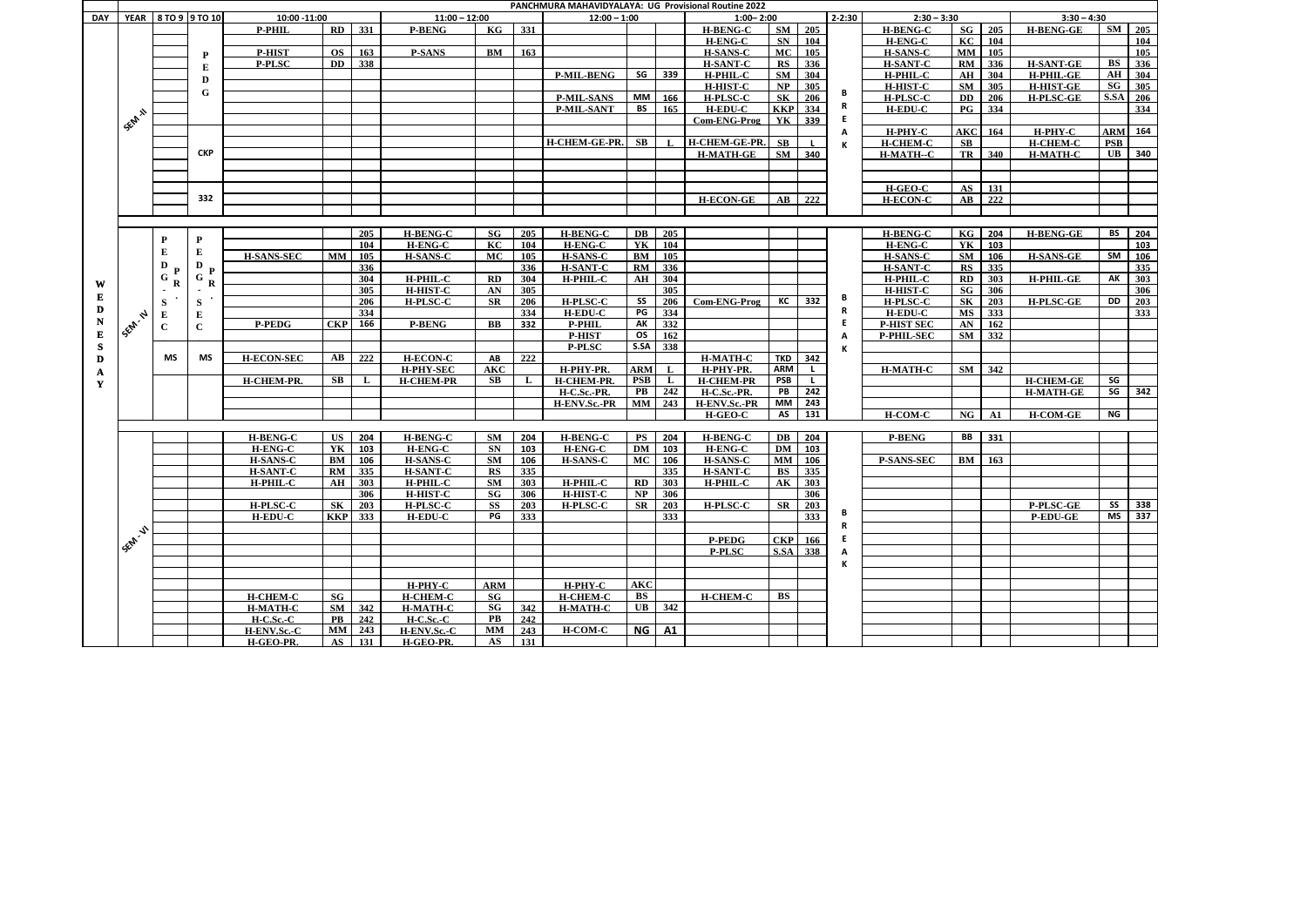# PANCHMURA MAHAVIDYALAYA: UG Provisional Routine 2022

| DAY | YEAR | 8 TO 9 | 9 TO 10 | 10:00 -11:00 | | | 11:00 – 12:00 | | | 12:00 – 1:00 | | | 1:00– 2:00 | | | 2-2:30 | 2:30 – 3:30 | | | 3:30 – 4:30 | | |
|---|---|---|---|---|---|---|---|---|---|---|---|---|---|---|---|---|---|---|---|---|---|---|
| WEDNESDAY | SEM-II | | P | P-PHIL | RD | 331 | P-BENG | KG | 331 | | | | H-BENG-C | SM | 205 | BREAK | H-BENG-C | SG | 205 | H-BENG-GE | SM | 205 |
| | | | E | | | | | | | | | | H-ENG-C | SN | 104 | | H-ENG-C | KC | 104 | | | 104 |
| | | | D | P-HIST | OS | 163 | P-SANS | BM | 163 | | | | H-SANS-C | MC | 105 | | H-SANS-C | MM | 105 | | | 105 |
| | | | G | P-PLSC | DD | 338 | | | | | | | H-SANT-C | RS | 336 | | H-SANT-C | RM | 336 | H-SANT-GE | BS | 336 |
| | | | | | | | | | | P-MIL-BENG | SG | 339 | H-PHIL-C | SM | 304 | | H-PHIL-C | AH | 304 | H-PHIL-GE | AH | 304 |
| | | | | | | | | | | | | | H-HIST-C | NP | 305 | | H-HIST-C | SM | 305 | H-HIST-GE | SG | 305 |
| | | | | | | | | | | P-MIL-SANS | MM | 166 | H-PLSC-C | SK | 206 | | H-PLSC-C | DD | 206 | H-PLSC-GE | S.SA | 206 |
| | | | | | | | | | | P-MIL-SANT | BS | 165 | H-EDU-C | KKP | 334 | | H-EDU-C | PG | 334 | | | 334 |
| | | | | | | | | | | | | | Com-ENG-Prog | YK | 339 | | | | | | | |
| | | | | | | | | | | | | | | | | | H-PHY-C | AKC | 164 | H-PHY-C | ARM | 164 |
| | | | | | | | | | | H-CHEM-GE-PR. | SB | L | H-CHEM-GE-PR. | SB | L | | H-CHEM-C | SB | | H-CHEM-C | PSB | |
| | | | CKP | | | | | | | | | | H-MATH-GE | SM | 340 | | H-MATH--C | TR | 340 | H-MATH-C | UB | 340 |
| | | | | | | | | | | | | | | | | | | | | | | |
| | | | | | | | | | | | | | | | | | H-GEO-C | AS | 131 | | | |
| | | | 332 | | | | | | | | | | H-ECON-GE | AB | 222 | | H-ECON-C | AB | 222 | | | |
| | SEM-IV | P | P | | | 205 | H-BENG-C | SG | 205 | H-BENG-C | DB | 205 | | | | BREAK | H-BENG-C | KG | 204 | H-BENG-GE | BS | 204 |
| | | E | E | | | 104 | H-ENG-C | KC | 104 | H-ENG-C | YK | 104 | | | | | H-ENG-C | YK | 103 | | | 103 |
| | | D P | D P | H-SANS-SEC | MM | 105 | H-SANS-C | MC | 105 | H-SANS-C | BM | 105 | | | | | H-SANS-C | SM | 106 | H-SANS-GE | SM | 106 |
| | | G R | G R | | | 336 | | | 336 | H-SANT-C | RM | 336 | | | | | H-SANT-C | RS | 335 | | | 335 |
| | | - . | - . | | | 304 | H-PHIL-C | RD | 304 | H-PHIL-C | AH | 304 | | | | | H-PHIL-C | RD | 303 | H-PHIL-GE | AK | 303 |
| | | S | S | | | 305 | H-HIST-C | AN | 305 | | | 305 | | | | | H-HIST-C | SG | 306 | | | 306 |
| | | E | E | | | 206 | H-PLSC-C | SR | 206 | H-PLSC-C | SS | 206 | Com-ENG-Prog | KC | 332 | | H-PLSC-C | SK | 203 | H-PLSC-GE | DD | 203 |
| | | C | C | | | 334 | | | 334 | H-EDU-C | PG | 334 | | | | | H-EDU-C | MS | 333 | | | 333 |
| | | | | P-PEDG | CKP | 166 | P-BENG | BB | 332 | P-PHIL | AK | 332 | | | | | P-HIST SEC | AN | 162 | | | |
| | | | | | | | | | | P-HIST | OS | 162 | | | | | P-PHIL-SEC | SM | 332 | | | |
| | | | | | | | | | | P-PLSC | S.SA | 338 | | | | | | | | | | |
| | | MS | MS | H-ECON-SEC | AB | 222 | H-ECON-C | AB | 222 | | | | H-MATH-C | TKD | 342 | | | | | | | |
| | | | | | | | H-PHY-SEC | AKC | | H-PHY-PR. | ARM | L | H-PHY-PR. | ARM | L | | H-MATH-C | SM | 342 | | | |
| | | | | H-CHEM-PR. | SB | L | H-CHEM-PR | SB | L | H-CHEM-PR. | PSB | L | H-CHEM-PR | PSB | L | | | | | H-CHEM-GE | SG | |
| | | | | | | | | | | H-C.Sc.-PR. | PB | 242 | H-C.Sc.-PR. | PB | 242 | | | | | H-MATH-GE | SG | 342 |
| | | | | | | | | | | H-ENV.Sc.-PR | MM | 243 | H-ENV.Sc.-PR | MM | 243 | | | | | | | |
| | | | | | | | | | | | | | H-GEO-C | AS | 131 | | H-COM-C | NG | A1 | H-COM-GE | NG | |
| | SEM-VI | | | H-BENG-C | US | 204 | H-BENG-C | SM | 204 | H-BENG-C | PS | 204 | H-BENG-C | DB | 204 | BREAK | P-BENG | BB | 331 | | | |
| | | | | H-ENG-C | YK | 103 | H-ENG-C | SN | 103 | H-ENG-C | DM | 103 | H-ENG-C | DM | 103 | | | | | | | |
| | | | | H-SANS-C | BM | 106 | H-SANS-C | SM | 106 | H-SANS-C | MC | 106 | H-SANS-C | MM | 106 | | P-SANS-SEC | BM | 163 | | | |
| | | | | H-SANT-C | RM | 335 | H-SANT-C | RS | 335 | | | 335 | H-SANT-C | BS | 335 | | | | | | | |
| | | | | H-PHIL-C | AH | 303 | H-PHIL-C | SM | 303 | H-PHIL-C | RD | 303 | H-PHIL-C | AK | 303 | | | | | | | |
| | | | | | | 306 | H-HIST-C | SG | 306 | H-HIST-C | NP | 306 | | | 306 | | | | | | | |
| | | | | H-PLSC-C | SK | 203 | H-PLSC-C | SS | 203 | H-PLSC-C | SR | 203 | H-PLSC-C | SR | 203 | | | | | P-PLSC-GE | SS | 338 |
| | | | | H-EDU-C | KKP | 333 | H-EDU-C | PG | 333 | | | 333 | | | 333 | | | | | P-EDU-GE | MS | 337 |
| | | | | | | | | | | | | | | | | | | | | | | |
| | | | | | | | | | | | | | P-PEDG | CKP | 166 | | | | | | | |
| | | | | | | | | | | | | | P-PLSC | S.SA | 338 | | | | | | | |
| | | | | | | | | | | | | | | | | | | | | | | |
| | | | | | | | H-PHY-C | ARM | | H-PHY-C | AKC | | | | | | | | | | | |
| | | | | H-CHEM-C | SG | | H-CHEM-C | SG | | H-CHEM-C | BS | | H-CHEM-C | BS | | | | | | | | |
| | | | | H-MATH-C | SM | 342 | H-MATH-C | SG | 342 | H-MATH-C | UB | 342 | | | | | | | | | | |
| | | | | H-C.Sc.-C | PB | 242 | H-C.Sc.-C | PB | 242 | | | | | | | | | | | | | |
| | | | | H-ENV.Sc.-C | MM | 243 | H-ENV.Sc.-C | MM | 243 | H-COM-C | NG | A1 | | | | | | | | | | |
| | | | | H-GEO-PR. | AS | 131 | H-GEO-PR. | AS | 131 | | | | | | | | | | | | | |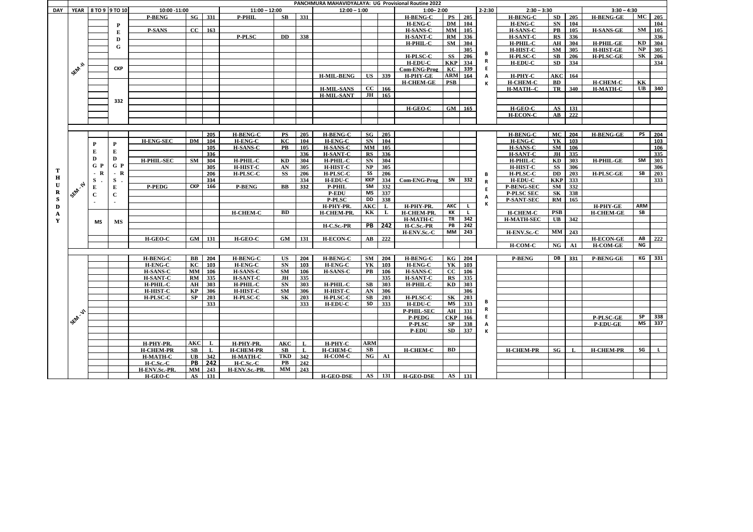# PANCHMURA MAHAVIDYALAYA: UG Provisional Routine 2022

| DAY | YEAR | 8 TO 9 | 9 TO 10 | 10:00 -11:00 | | | 11:00 – 12:00 | | | 12:00 – 1:00 | | | 1:00– 2:00 | | | 2-2:30 | 2:30 – 3:30 | | | 3:30 – 4:30 | | |
|---|---|---|---|---|---|---|---|---|---|---|---|---|---|---|---|---|---|---|---|---|---|---|
| | SEM-II | | P | P-BENG | SG | 331 | P-PHIL | SB | 331 | | | | H-BENG-C | PS | 205 | BREAK | H-BENG-C | SD | 205 | H-BENG-GE | MC | 205 |
| | | | E | | | | | | | | | | H-ENG-C | DM | 104 | | H-ENG-C | SN | 104 | | | 104 |
| | | | D | P-SANS | CC | 163 | | | | | | | H-SANS-C | MM | 105 | | H-SANS-C | PB | 105 | H-SANS-GE | SM | 105 |
| | | | G | | | | P-PLSC | DD | 338 | | | | H-SANT-C | RM | 336 | | H-SANT-C | RS | 336 | | | 336 |
| | | | | | | | | | | | | | H-PHIL-C | SM | 304 | | H-PHIL-C | AH | 304 | H-PHIL-GE | KD | 304 |
| | | | | | | | | | | | | | | | 305 | | H-HIST-C | SM | 305 | H-HIST-GE | NP | 305 |
| | | | | | | | | | | | | | H-PLSC-C | SS | 206 | | H-PLSC-C | SB | 206 | H-PLSC-GE | SK | 206 |
| | | | | | | | | | | | | | H-EDU-C | KKP | 334 | | H-EDU-C | SD | 334 | | | 334 |
| | | | CKP | | | | | | | | | | Com-ENG-Prog | KC | 339 | | | | | | | |
| | | | | | | | | | | H-MIL-BENG | US | 339 | H-PHY-GE | ARM | 164 | | H-PHY-C | AKC | 164 | | | |
| | | | | | | | | | | | | | H-CHEM-GE | PSB | | | H-CHEM-C | BD | | H-CHEM-C | KK | |
| | | | | | | | | | | H-MIL-SANS | CC | 166 | | | | | H-MATH--C | TR | 340 | H-MATH-C | UB | 340 |
| | | | | | | | | | | H-MIL-SANT | JH | 165 | | | | | | | | | | |
| | | | 332 | | | | | | | | | | | | | | | | | | | |
| | | | | | | | | | | | | | H-GEO-C | GM | 165 | | H-GEO-C | AS | 131 | | | |
| | | | | | | | | | | | | | | | | | H-ECON-C | AB | 222 | | | |
| THURSDAY | SEM-IV | P | P | | | 205 | H-BENG-C | PS | 205 | H-BENG-C | SG | 205 | | | | BREAK | H-BENG-C | MC | 204 | H-BENG-GE | PS | 204 |
| | | E | E | H-ENG-SEC | DM | 104 | H-ENG-C | KC | 104 | H-ENG-C | SN | 104 | | | | | H-ENG-C | YK | 103 | | | 103 |
| | | D | D | | | 105 | H-SANS-C | PB | 105 | H-SANS-C | MM | 105 | | | | | H-SANS-C | SM | 106 | | | 106 |
| | | G P | G P | | | 336 | | | 336 | H-SANT-C | RS | 336 | | | | | H-SANT-C | JH | 335 | | | 335 |
| | | - R | - R | H-PHIL-SEC | SM | 304 | H-PHIL-C | KD | 304 | H-PHIL-C | SN | 304 | | | | | H-PHIL-C | KD | 303 | H-PHIL-GE | SM | 303 |
| | | S . | S . | | | 305 | H-HIST-C | AN | 305 | H-HIST-C | NP | 305 | | | | | H-HIST-C | SS | 306 | | | 306 |
| | | E | E | | | 206 | H-PLSC-C | SS | 206 | H-PLSC-C | SS | 206 | | | | | H-PLSC-C | DD | 203 | H-PLSC-GE | SB | 203 |
| | | C | C | | | 334 | | | 334 | H-EDU-C | KKP | 334 | Com-ENG-Prog | SN | 332 | | H-EDU-C | KKP | 333 | | | 333 |
| | | - | - | P-PEDG | CKP | 166 | P-BENG | BB | 332 | P-PHIL | SM | 332 | | | | | P-BENG-SEC | SM | 332 | | | |
| | | | | | | | | | | P-EDU | MS | 337 | | | | | P-PLSC SEC | SK | 338 | | | |
| | | | | | | | | | | P-PLSC | DD | 338 | | | | | P-SANT-SEC | RM | 165 | | | |
| | | | | | | | | | | H-PHY-PR. | AKC | L | H-PHY-PR. | AKC | L | | | | | H-PHY-GE | ARM | |
| | | | | | | | H-CHEM-C | BD | | H-CHEM-PR. | KK | L | H-CHEM-PR. | KK | L | | H-CHEM-C | PSB | | H-CHEM-GE | SB | |
| | | MS | MS | | | | | | | | | | H-MATH-C | TR | 342 | | H-MATH-SEC | UB | 342 | | | |
| | | | | | | | | | | H-C.Sc.-PR | PB | 242 | H-C.Sc.-PR | PB | 242 | | | | | | | |
| | | | | | | | | | | | | | H-ENV.Sc.-C | MM | 243 | | H-ENV.Sc.-C | MM | 243 | | | |
| | | | | H-GEO-C | GM | 131 | H-GEO-C | GM | 131 | H-ECON-C | AB | 222 | | | | | | | | H-ECON-GE | AB | 222 |
| | | | | | | | | | | | | | | | | | H-COM-C | NG | A1 | H-COM-GE | NG | |
| | SEM-VI | | | H-BENG-C | BB | 204 | H-BENG-C | US | 204 | H-BENG-C | SM | 204 | H-BENG-C | KG | 204 | BREAK | P-BENG | DB | 331 | P-BENG-GE | KG | 331 |
| | | | | H-ENG-C | KC | 103 | H-ENG-C | SN | 103 | H-ENG-C | YK | 103 | H-ENG-C | YK | 103 | | | | | | | |
| | | | | H-SANS-C | MM | 106 | H-SANS-C | SM | 106 | H-SANS-C | PB | 106 | H-SANS-C | CC | 106 | | | | | | | |
| | | | | H-SANT-C | RM | 335 | H-SANT-C | JH | 335 | | | 335 | H-SANT-C | RS | 335 | | | | | | | |
| | | | | H-PHIL-C | AH | 303 | H-PHIL-C | SN | 303 | H-PHIL-C | SB | 303 | H-PHIL-C | KD | 303 | | | | | | | |
| | | | | H-HIST-C | KP | 306 | H-HIST-C | SM | 306 | H-HIST-C | AN | 306 | | | 306 | | | | | | | |
| | | | | H-PLSC-C | SP | 203 | H-PLSC-C | SK | 203 | H-PLSC-C | SB | 203 | H-PLSC-C | SK | 203 | | | | | | | |
| | | | | | | 333 | | | 333 | H-EDU-C | SD | 333 | H-EDU-C | MS | 333 | | | | | | | |
| | | | | | | | | | | | | | P-PHIL-SEC | AH | 331 | | | | | | | |
| | | | | | | | | | | | | | P-PEDG | CKP | 166 | | | | | P-PLSC-GE | SP | 338 |
| | | | | | | | | | | | | | P-PLSC | SP | 338 | | | | | P-EDU-GE | MS | 337 |
| | | | | | | | | | | | | | P-EDU | SD | 337 | | | | | | | |
| | | | | H-PHY-PR. | AKC | L | H-PHY-PR. | AKC | L | H-PHY-C | ARM | | | | | | | | | | | |
| | | | | H-CHEM-PR | SB | L | H-CHEM-PR | SB | L | H-CHEM-C | SB | | H-CHEM-C | BD | | | H-CHEM-PR | SG | L | H-CHEM-PR | SG | L |
| | | | | H-MATH-C | UB | 342 | H-MATH-C | TKD | 342 | H-COM-C | NG | A1 | | | | | | | | | | |
| | | | | H-C.Sc.-C | PB | 242 | H-C.Sc.-C | PB | 242 | | | | | | | | | | | | | |
| | | | | H-ENV.Sc.-PR. | MM | 243 | H-ENV.Sc.-PR. | MM | 243 | | | | | | | | | | | | | |
| | | | | H-GEO-C | AS | 131 | | | | H-GEO-DSE | AS | 131 | H-GEO-DSE | AS | 131 | | | | | | | |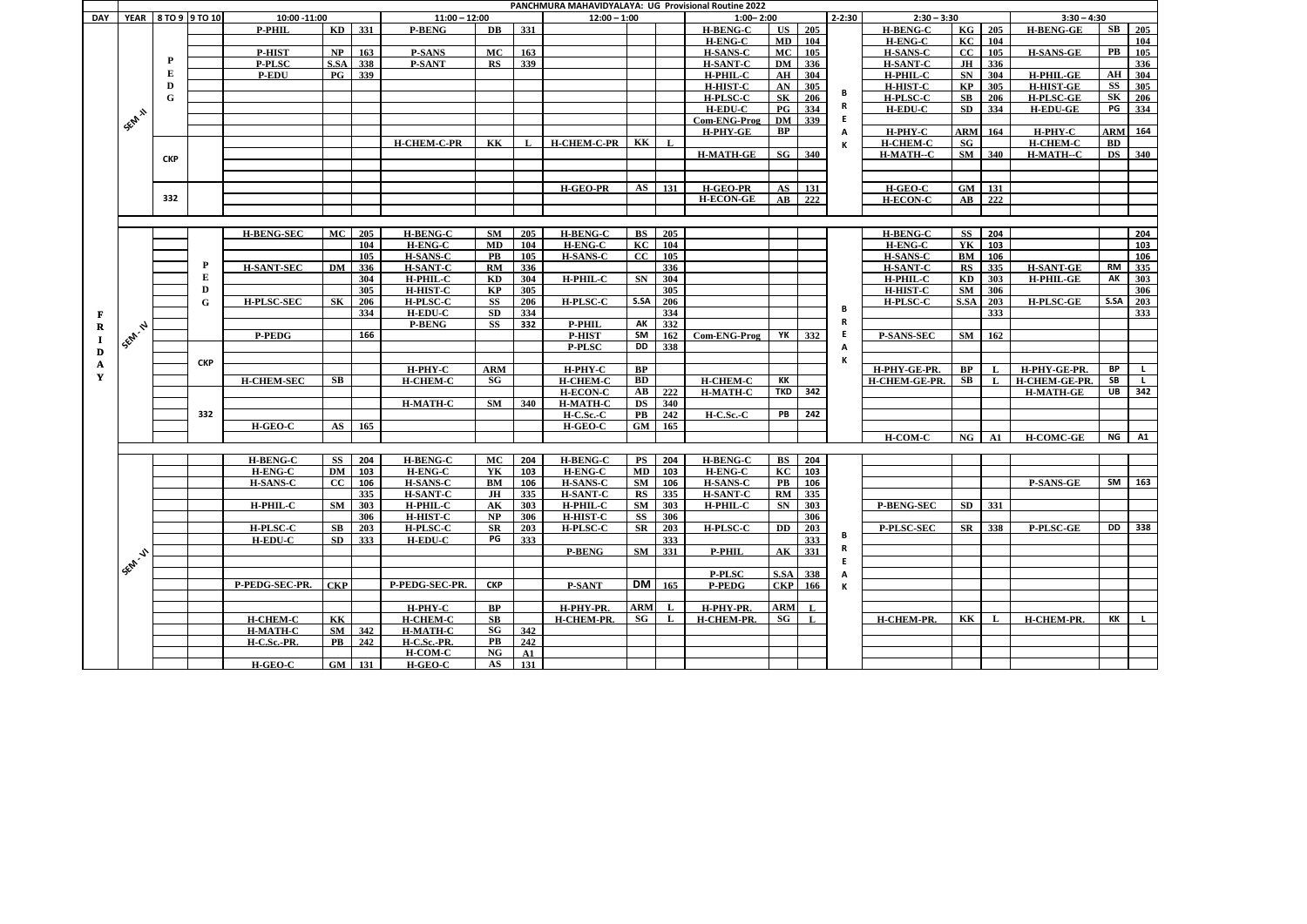# PANCHMURA MAHAVIDYALAYA: UG Provisional Routine 2022

| DAY | YEAR | 8 TO 9 | 9 TO 10 | 10:00 -11:00 | | | 11:00 – 12:00 | | | 12:00 – 1:00 | | | 1:00– 2:00 | | | 2-2:30 | 2:30 – 3:30 | | | 3:30 – 4:30 | | |
|---|---|---|---|---|---|---|---|---|---|---|---|---|---|---|---|---|---|---|---|---|---|---|
| | SEM- II | | | P-PHIL | KD | 331 | P-BENG | DB | 331 | | | | H-BENG-C | US | 205 | | H-BENG-C | KG | 205 | H-BENG-GE | SB | 205 |
| | | | | | | | | | | | | | H-ENG-C | MD | 104 | | H-ENG-C | KC | 104 | | | 104 |
| | | P | | P-HIST | NP | 163 | P-SANS | MC | 163 | | | | H-SANS-C | MC | 105 | | H-SANS-C | CC | 105 | H-SANS-GE | PB | 105 |
| | | E | | P-PLSC | S.SA | 338 | P-SANT | RS | 339 | | | | H-SANT-C | DM | 336 | | H-SANT-C | JH | 336 | | | 336 |
| | | D | | P-EDU | PG | 339 | | | | | | | H-PHIL-C | AH | 304 | | H-PHIL-C | SN | 304 | H-PHIL-GE | AH | 304 |
| | | G | | | | | | | | | | | H-HIST-C | AN | 305 | B | H-HIST-C | KP | 305 | H-HIST-GE | SS | 305 |
| | | | | | | | | | | | | | H-PLSC-C | SK | 206 | R | H-PLSC-C | SB | 206 | H-PLSC-GE | SK | 206 |
| | | | | | | | | | | | | | H-EDU-C | PG | 334 | E | H-EDU-C | SD | 334 | H-EDU-GE | PG | 334 |
| | | | | | | | | | | | | | Com-ENG-Prog | DM | 339 | A | | | | | | |
| | | | | | | | | | | | | | H-PHY-GE | BP | | K | H-PHY-C | ARM | 164 | H-PHY-C | ARM | 164 |
| | | CKP | | | | | H-CHEM-C-PR | KK | L | H-CHEM-C-PR | KK | L | | | | | H-CHEM-C | SG | | H-CHEM-C | BD | |
| | | | | | | | | | | | | | H-MATH-GE | SG | 340 | | H-MATH--C | SM | 340 | H-MATH--C | DS | 340 |
| | | 332 | | | | | | | | H-GEO-PR | AS | 131 | H-GEO-PR | AS | 131 | | H-GEO-C | GM | 131 | | | |
| | | | | | | | | | | | | | H-ECON-GE | AB | 222 | | H-ECON-C | AB | 222 | | | |
| FRIDAY | SEM- IV | | | H-BENG-SEC | MC | 205 | H-BENG-C | SM | 205 | H-BENG-C | BS | 205 | | | | | H-BENG-C | SS | 204 | | | 204 |
| | | | | | | 104 | H-ENG-C | MD | 104 | H-ENG-C | KC | 104 | | | | | H-ENG-C | YK | 103 | | | 103 |
| | | | | | | 105 | H-SANS-C | PB | 105 | H-SANS-C | CC | 105 | | | | | H-SANS-C | BM | 106 | | | 106 |
| | | | P | H-SANT-SEC | DM | 336 | H-SANT-C | RM | 336 | | | 336 | | | | | H-SANT-C | RS | 335 | H-SANT-GE | RM | 335 |
| | | | E | | | 304 | H-PHIL-C | KD | 304 | H-PHIL-C | SN | 304 | | | | | H-PHIL-C | KD | 303 | H-PHIL-GE | AK | 303 |
| | | | D | | | 305 | H-HIST-C | KP | 305 | | | 305 | | | | | H-HIST-C | SM | 306 | | | 306 |
| | | | G | H-PLSC-SEC | SK | 206 | H-PLSC-C | SS | 206 | H-PLSC-C | S.SA | 206 | | | | | H-PLSC-C | S.SA | 203 | H-PLSC-GE | S.SA | 203 |
| | | | | | | 334 | H-EDU-C | SD | 334 | | | 334 | | | | B | | | 333 | | | 333 |
| | | | | | | | P-BENG | SS | 332 | P-PHIL | AK | 332 | | | | R | | | | | | |
| | | | | P-PEDG | | 166 | | | | P-HIST | SM | 162 | Com-ENG-Prog | YK | 332 | E | P-SANS-SEC | SM | 162 | | | |
| | | | | | | | | | | P-PLSC | DD | 338 | | | | A | | | | | | |
| | | | CKP | | | | | | | | | | | | | K | | | | | | |
| | | | | | | | H-PHY-C | ARM | | H-PHY-C | BP | | | | | | H-PHY-GE-PR. | BP | L | H-PHY-GE-PR. | BP | L |
| | | | | H-CHEM-SEC | SB | | H-CHEM-C | SG | | H-CHEM-C | BD | | H-CHEM-C | KK | | | H-CHEM-GE-PR. | SB | L | H-CHEM-GE-PR. | SB | L |
| | | | | | | | | | | H-ECON-C | AB | 222 | H-MATH-C | TKD | 342 | | | | | H-MATH-GE | UB | 342 |
| | | | | | | | H-MATH-C | SM | 340 | H-MATH-C | DS | 340 | | | | | | | | | | |
| | | | 332 | | | | | | | H-C.Sc.-C | PB | 242 | H-C.Sc.-C | PB | 242 | | | | | | | |
| | | | | H-GEO-C | AS | 165 | | | | H-GEO-C | GM | 165 | | | | | | | | | | |
| | | | | | | | | | | | | | | | | | H-COM-C | NG | A1 | H-COMC-GE | NG | A1 |
| | SEM- VI | | | H-BENG-C | SS | 204 | H-BENG-C | MC | 204 | H-BENG-C | PS | 204 | H-BENG-C | BS | 204 | | | | | | | |
| | | | | H-ENG-C | DM | 103 | H-ENG-C | YK | 103 | H-ENG-C | MD | 103 | H-ENG-C | KC | 103 | | | | | | | |
| | | | | H-SANS-C | CC | 106 | H-SANS-C | BM | 106 | H-SANS-C | SM | 106 | H-SANS-C | PB | 106 | | | | | P-SANS-GE | SM | 163 |
| | | | | | | 335 | H-SANT-C | JH | 335 | H-SANT-C | RS | 335 | H-SANT-C | RM | 335 | | | | | | | |
| | | | | H-PHIL-C | SM | 303 | H-PHIL-C | AK | 303 | H-PHIL-C | SM | 303 | H-PHIL-C | SN | 303 | | P-BENG-SEC | SD | 331 | | | |
| | | | | | | 306 | H-HIST-C | NP | 306 | H-HIST-C | SS | 306 | | | 306 | | | | | | | |
| | | | | H-PLSC-C | SB | 203 | H-PLSC-C | SR | 203 | H-PLSC-C | SR | 203 | H-PLSC-C | DD | 203 | B | P-PLSC-SEC | SR | 338 | P-PLSC-GE | DD | 338 |
| | | | | H-EDU-C | SD | 333 | H-EDU-C | PG | 333 | | | 333 | | | 333 | R | | | | | | |
| | | | | | | | | | | P-BENG | SM | 331 | P-PHIL | AK | 331 | E | | | | | | |
| | | | | | | | | | | | | | P-PLSC | S.SA | 338 | A | | | | | | |
| | | | | P-PEDG-SEC-PR. | CKP | | P-PEDG-SEC-PR. | CKP | | P-SANT | DM | 165 | P-PEDG | CKP | 166 | K | | | | | | |
| | | | | | | | H-PHY-C | BP | | H-PHY-PR. | ARM | L | H-PHY-PR. | ARM | L | | | | | | | |
| | | | | H-CHEM-C | KK | | H-CHEM-C | SB | | H-CHEM-PR. | SG | L | H-CHEM-PR. | SG | L | | H-CHEM-PR. | KK | L | H-CHEM-PR. | KK | L |
| | | | | H-MATH-C | SM | 342 | H-MATH-C | SG | 342 | | | | | | | | | | | | | |
| | | | | H-C.Sc.-PR. | PB | 242 | H-C.Sc.-PR. | PB | 242 | | | | | | | | | | | | | |
| | | | | | | | H-COM-C | NG | A1 | | | | | | | | | | | | | |
| | | | | H-GEO-C | GM | 131 | H-GEO-C | AS | 131 | | | | | | | | | | | | | |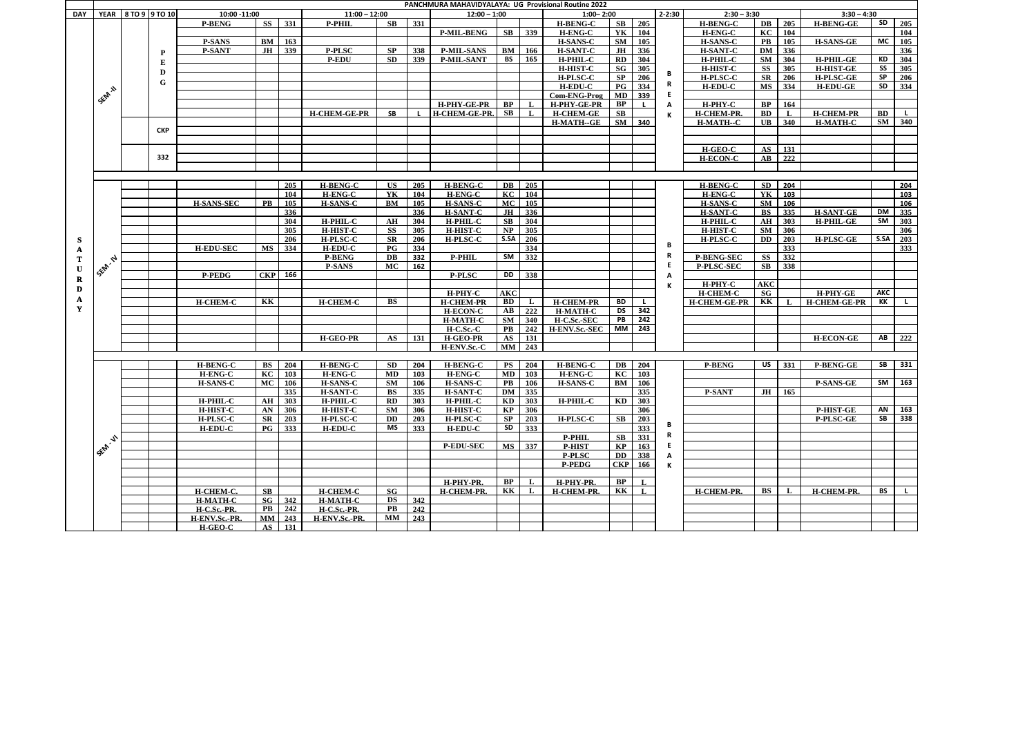# PANCHMURA MAHAVIDYALAYA: UG Provisional Routine 2022

| DAY | YEAR | 8 TO 9 | 9 TO 10 | 10:00 -11:00 | | | 11:00 – 12:00 | | | 12:00 – 1:00 | | | 1:00– 2:00 | | | 2-2:30 | 2:30 – 3:30 | | | 3:30 – 4:30 | | |
|---|---|---|---|---|---|---|---|---|---|---|---|---|---|---|---|---|---|---|---|---|---|---|
| | SEM-II | | PEDG | P-BENG | SS | 331 | P-PHIL | SB | 331 | | | | H-BENG-C | SB | 205 | BREAK | H-BENG-C | DB | 205 | H-BENG-GE | SD | 205 |
| | | | | | | | | | | P-MIL-BENG | SB | 339 | H-ENG-C | YK | 104 | | H-ENG-C | KC | 104 | | | 104 |
| | | | | P-SANS | BM | 163 | | | | | | | H-SANS-C | SM | 105 | | H-SANS-C | PB | 105 | H-SANS-GE | MC | 105 |
| | | | | P-SANT | JH | 339 | P-PLSC | SP | 338 | P-MIL-SANS | BM | 166 | H-SANT-C | JH | 336 | | H-SANT-C | DM | 336 | | | 336 |
| | | | | | | | P-EDU | SD | 339 | P-MIL-SANT | BS | 165 | H-PHIL-C | RD | 304 | | H-PHIL-C | SM | 304 | H-PHIL-GE | KD | 304 |
| | | | | | | | | | | | | | H-HIST-C | SG | 305 | | H-HIST-C | SS | 305 | H-HIST-GE | SS | 305 |
| | | | | | | | | | | | | | H-PLSC-C | SP | 206 | | H-PLSC-C | SR | 206 | H-PLSC-GE | SP | 206 |
| | | | | | | | | | | | | | H-EDU-C | PG | 334 | | H-EDU-C | MS | 334 | H-EDU-GE | SD | 334 |
| | | | | | | | | | | | | | Com-ENG-Prog | MD | 339 | | | | | | | |
| | | | | | | | | | | H-PHY-GE-PR | BP | L | H-PHY-GE-PR | BP | L | | H-PHY-C | BP | 164 | | | |
| | | | | | | | H-CHEM-GE-PR | SB | L | H-CHEM-GE-PR. | SB | L | H-CHEM-GE | SB | | | H-CHEM-PR. | BD | L | H-CHEM-PR | BD | L |
| | | | | | | | | | | | | | H-MATH--GE | SM | 340 | | H-MATH--C | UB | 340 | H-MATH-C | SM | 340 |
| | | | CKP | | | | | | | | | | | | | | | | | | | |
| | | | | | | | | | | | | | | | | | H-GEO-C | AS | 131 | | | |
| | | | 332 | | | | | | | | | | | | | | H-ECON-C | AB | 222 | | | |
| SATURDAY | SEM-IV | | | | | 205 | H-BENG-C | US | 205 | H-BENG-C | DB | 205 | | | | BREAK | H-BENG-C | SD | 204 | | | 204 |
| | | | | | | 104 | H-ENG-C | YK | 104 | H-ENG-C | KC | 104 | | | | | H-ENG-C | YK | 103 | | | 103 |
| | | | | H-SANS-SEC | PB | 105 | H-SANS-C | BM | 105 | H-SANS-C | MC | 105 | | | | | H-SANS-C | SM | 106 | | | 106 |
| | | | | | | 336 | | | | H-SANT-C | JH | 336 | | | | | H-SANT-C | BS | 335 | H-SANT-GE | DM | 335 |
| | | | | | | 304 | H-PHIL-C | AH | 304 | H-PHIL-C | SB | 304 | | | | | H-PHIL-C | AH | 303 | H-PHIL-GE | SM | 303 |
| | | | | | | 305 | H-HIST-C | SS | 305 | H-HIST-C | NP | 305 | | | | | H-HIST-C | SM | 306 | | | 306 |
| | | | | | | 206 | H-PLSC-C | SR | 206 | H-PLSC-C | S.SA | 206 | | | | | H-PLSC-C | DD | 203 | H-PLSC-GE | S.SA | 203 |
| | | | | H-EDU-SEC | MS | 334 | H-EDU-C | PG | 334 | | | 334 | | | | | | | 333 | | | 333 |
| | | | | | | | P-BENG | DB | 332 | P-PHIL | SM | 332 | | | | | P-BENG-SEC | SS | 332 | | | |
| | | | | | | | P-SANS | MC | 162 | | | | | | | | P-PLSC-SEC | SB | 338 | | | |
| | | | | P-PEDG | CKP | 166 | | | | P-PLSC | DD | 338 | | | | | | | | | | |
| | | | | | | | | | | | | | | | | | H-PHY-C | AKC | | | | |
| | | | | | | | | | | H-PHY-C | AKC | | | | | | H-CHEM-C | SG | | H-PHY-GE | AKC | |
| | | | | H-CHEM-C | KK | | H-CHEM-C | BS | | H-CHEM-PR | BD | L | H-CHEM-PR | BD | L | | H-CHEM-GE-PR | KK | L | H-CHEM-GE-PR | KK | L |
| | | | | | | | | | | H-ECON-C | AB | 222 | H-MATH-C | DS | 342 | | | | | | | |
| | | | | | | | | | | H-MATH-C | SM | 340 | H-C.Sc.-SEC | PB | 242 | | | | | | | |
| | | | | | | | | | | H-C.Sc.-C | PB | 242 | H-ENV.Sc.-SEC | MM | 243 | | | | | | | |
| | | | | | | | H-GEO-PR | AS | 131 | H-GEO-PR | AS | 131 | | | | | | | | H-ECON-GE | AB | 222 |
| | | | | | | | | | | H-ENV.Sc.-C | MM | 243 | | | | | | | | | | |
| | SEM-VI | | | H-BENG-C | BS | 204 | H-BENG-C | SD | 204 | H-BENG-C | PS | 204 | H-BENG-C | DB | 204 | BREAK | P-BENG | US | 331 | P-BENG-GE | SB | 331 |
| | | | | H-ENG-C | KC | 103 | H-ENG-C | MD | 103 | H-ENG-C | MD | 103 | H-ENG-C | KC | 103 | | | | | | | |
| | | | | H-SANS-C | MC | 106 | H-SANS-C | SM | 106 | H-SANS-C | PB | 106 | H-SANS-C | BM | 106 | | | | | P-SANS-GE | SM | 163 |
| | | | | | | 335 | H-SANT-C | BS | 335 | H-SANT-C | DM | 335 | | | 335 | | P-SANT | JH | 165 | | | |
| | | | | H-PHIL-C | AH | 303 | H-PHIL-C | RD | 303 | H-PHIL-C | KD | 303 | H-PHIL-C | KD | 303 | | | | | | | |
| | | | | H-HIST-C | AN | 306 | H-HIST-C | SM | 306 | H-HIST-C | KP | 306 | | | 306 | | | | | P-HIST-GE | AN | 163 |
| | | | | H-PLSC-C | SR | 203 | H-PLSC-C | DD | 203 | H-PLSC-C | SP | 203 | H-PLSC-C | SB | 203 | | | | | P-PLSC-GE | SB | 338 |
| | | | | H-EDU-C | PG | 333 | H-EDU-C | MS | 333 | H-EDU-C | SD | 333 | | | 333 | | | | | | | |
| | | | | | | | | | | | | | P-PHIL | SB | 331 | | | | | | | |
| | | | | | | | | | | P-EDU-SEC | MS | 337 | P-HIST | KP | 163 | | | | | | | |
| | | | | | | | | | | | | | P-PLSC | DD | 338 | | | | | | | |
| | | | | | | | | | | | | | P-PEDG | CKP | 166 | | | | | | | |
| | | | | | | | | | | H-PHY-PR. | BP | L | H-PHY-PR. | BP | L | | | | | | | |
| | | | | H-CHEM-C. | SB | | H-CHEM-C | SG | | H-CHEM-PR. | KK | L | H-CHEM-PR. | KK | L | | H-CHEM-PR. | BS | L | H-CHEM-PR. | BS | L |
| | | | | H-MATH-C | SG | 342 | H-MATH-C | DS | 342 | | | | | | | | | | | | | |
| | | | | H-C.Sc.-PR. | PB | 242 | H-C.Sc.-PR. | PB | 242 | | | | | | | | | | | | | |
| | | | | H-ENV.Sc.-PR. | MM | 243 | H-ENV.Sc.-PR. | MM | 243 | | | | | | | | | | | | | |
| | | | | H-GEO-C | AS | 131 | | | | | | | | | | | | | | | | |